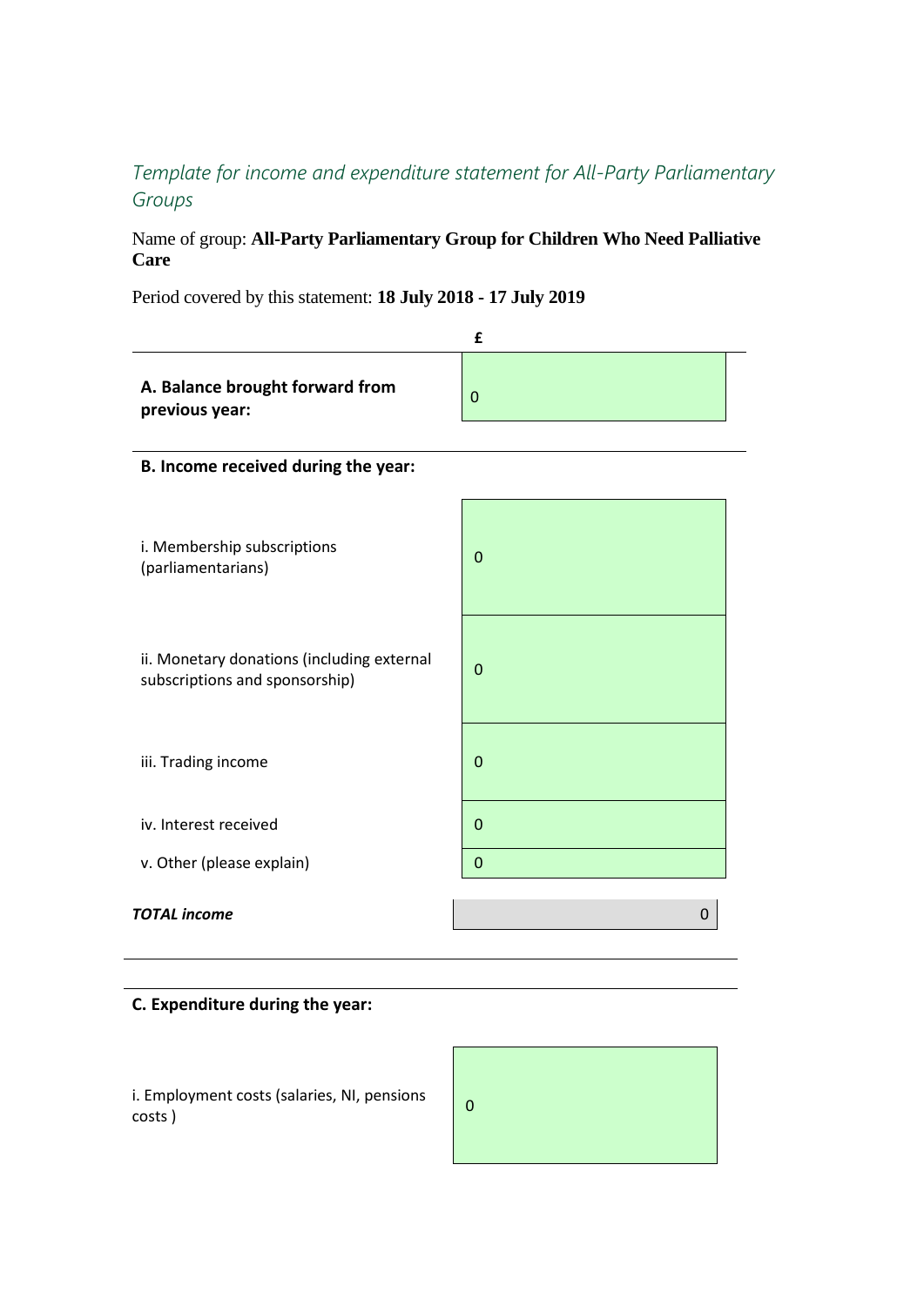*Template for income and expenditure statement for All-Party Parliamentary Groups*

Name of group: **All-Party Parliamentary Group for Children Who Need Palliative Care**

Period covered by this statement: **18 July 2018 - 17 July 2019**

| | £ |
|---|---|
| **A. Balance brought forward from previous year:** | 0 |
| **B. Income received during the year:** | |
| i. Membership subscriptions (parliamentarians) | 0 |
| ii. Monetary donations (including external subscriptions and sponsorship) | 0 |
| iii. Trading income | 0 |
| iv. Interest received | 0 |
| v. Other (please explain) | 0 |
| ***TOTAL income*** | 0 |
| **C. Expenditure during the year:** | |
| i. Employment costs (salaries, NI, pensions costs ) | 0 |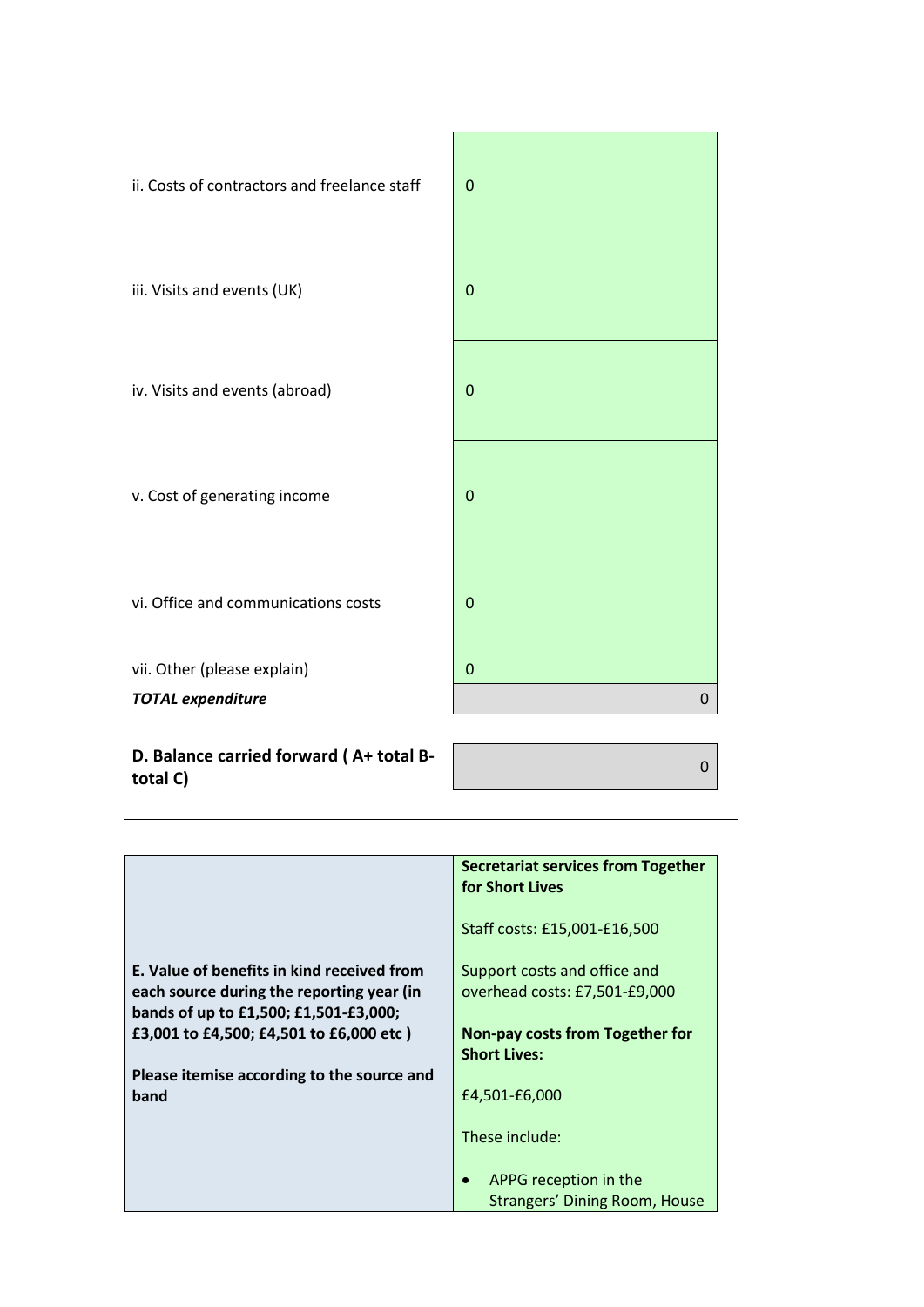| | |
|---|---|
| ii. Costs of contractors and freelance staff | 0 |
| iii. Visits and events (UK) | 0 |
| iv. Visits and events (abroad) | 0 |
| v. Cost of generating income | 0 |
| vi. Office and communications costs | 0 |
| vii. Other (please explain) | 0 |
| ***TOTAL expenditure*** | 0 |

| | |
|---|---|
| **D. Balance carried forward ( A+ total B- total C)** | 0 |

---

| | |
|---|---|
| **E. Value of benefits in kind received from each source during the reporting year (in bands of up to £1,500; £1,501-£3,000; £3,001 to £4,500; £4,501 to £6,000 etc )**<br><br>**Please itemise according to the source and band** | **Secretariat services from Together for Short Lives**<br><br>Staff costs: £15,001-£16,500<br><br>Support costs and office and overhead costs: £7,501-£9,000<br><br>**Non-pay costs from Together for Short Lives:**<br><br>£4,501-£6,000<br><br>These include:<br><br>• APPG reception in the Strangers' Dining Room, House |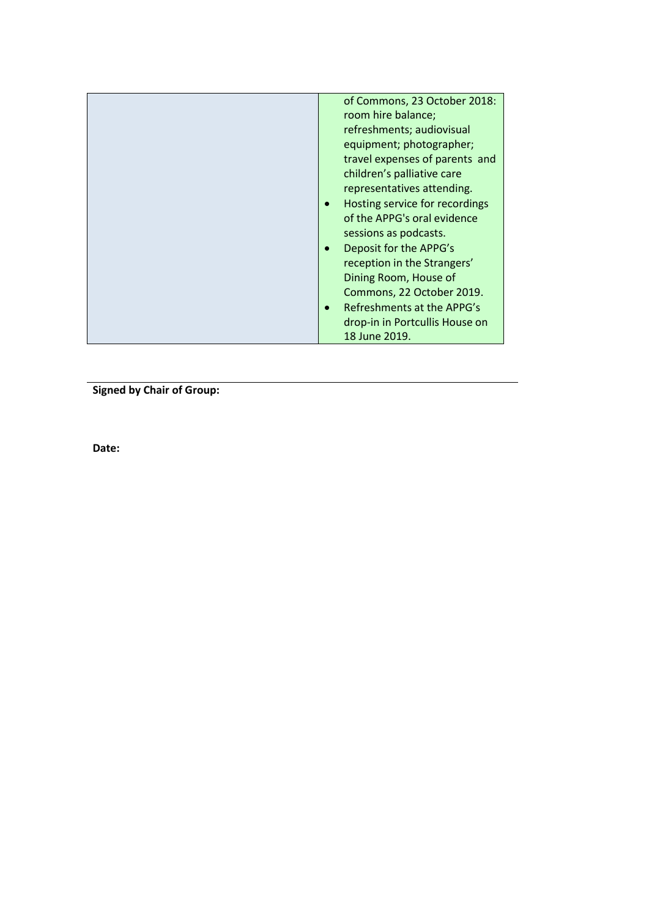| | |
|---|---|
| | of Commons, 23 October 2018: room hire balance; refreshments; audiovisual equipment; photographer; travel expenses of parents and children's palliative care representatives attending.<br>• Hosting service for recordings of the APPG's oral evidence sessions as podcasts.<br>• Deposit for the APPG's reception in the Strangers' Dining Room, House of Commons, 22 October 2019.<br>• Refreshments at the APPG's drop-in in Portcullis House on 18 June 2019. |

**Signed by Chair of Group:**

**Date:**